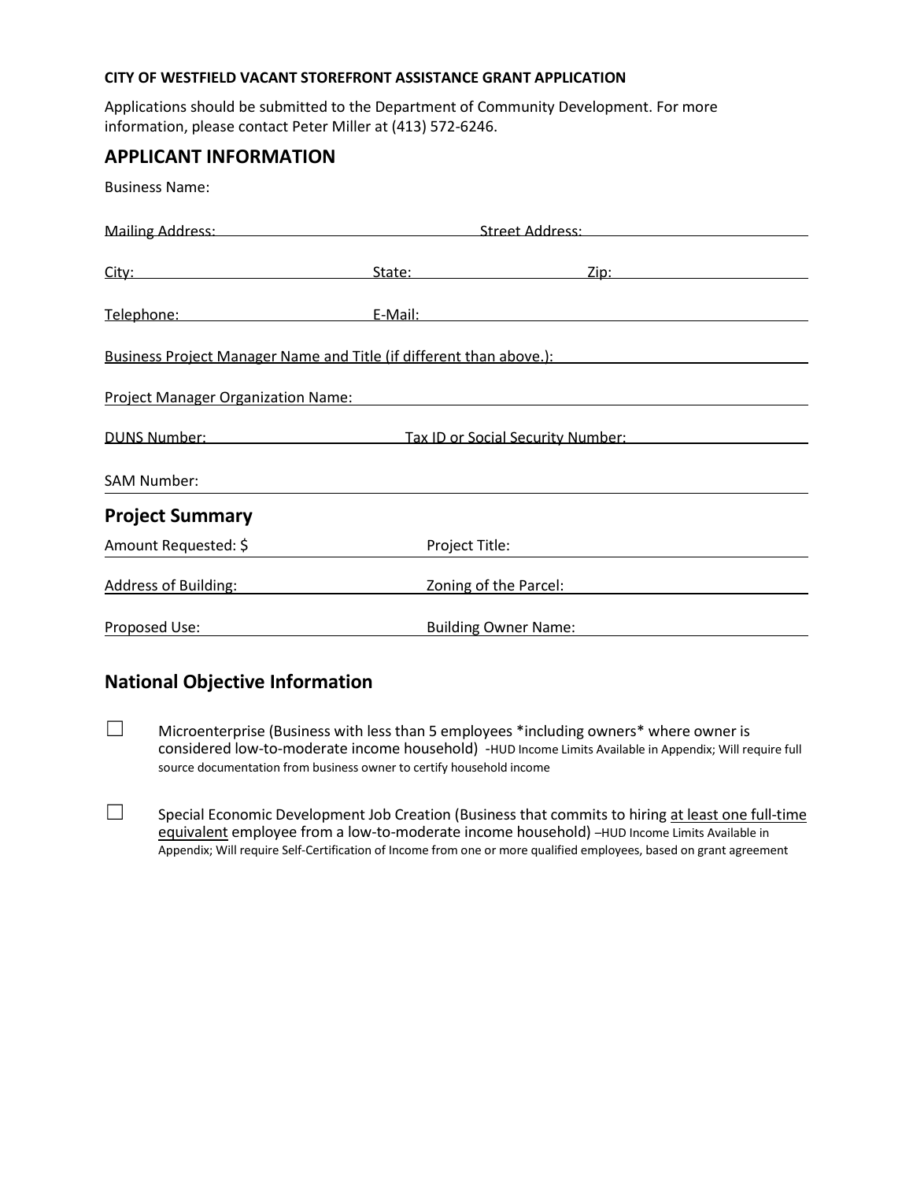**CITY OF WESTFIELD VACANT STOREFRONT ASSISTANCE GRANT APPLICATION**

Applications should be submitted to the Department of Community Development. For more information, please contact Peter Miller at (413) 572-6246.

## APPLICANT INFORMATION

Business Name:

Mailing Address: Street Address:

City: State: Zip:

Telephone: E-Mail:

Business Project Manager Name and Title (if different than above.):

Project Manager Organization Name:

DUNS Number: Tax ID or Social Security Number:

SAM Number:

## Project Summary

Amount Requested: $ Project Title:

Address of Building: Zoning of the Parcel:

Proposed Use: Building Owner Name:

## National Objective Information

☐ Microenterprise (Business with less than 5 employees *including owners* where owner is considered low-to-moderate income household) -HUD Income Limits Available in Appendix; Will require full source documentation from business owner to certify household income

☐ Special Economic Development Job Creation (Business that commits to hiring at least one full-time equivalent employee from a low-to-moderate income household) –HUD Income Limits Available in Appendix; Will require Self-Certification of Income from one or more qualified employees, based on grant agreement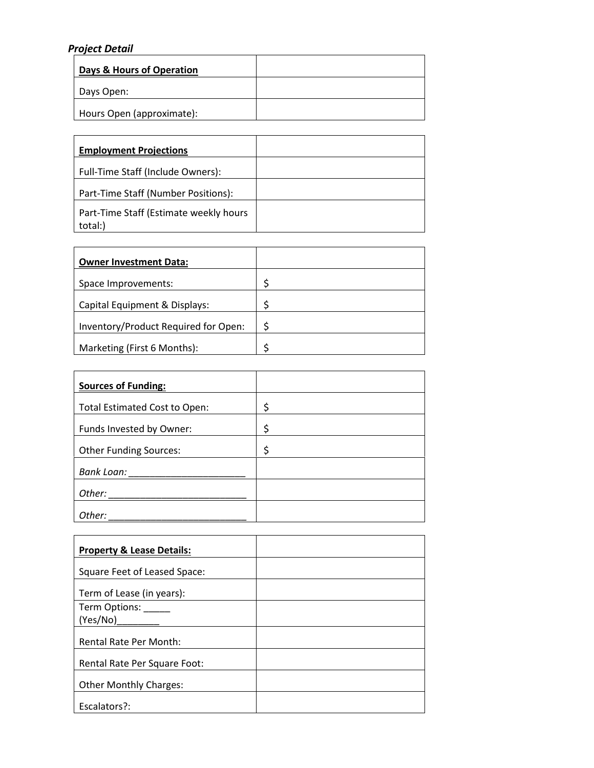***Project Detail***

| **Days & Hours of Operation** | |
|---|---|
| Days Open: | |
| Hours Open (approximate): | |

| **Employment Projections** | |
|---|---|
| Full-Time Staff (Include Owners): | |
| Part-Time Staff (Number Positions): | |
| Part-Time Staff (Estimate weekly hours total:) | |

| **Owner Investment Data:** | |
|---|---|
| Space Improvements: | $ |
| Capital Equipment & Displays: | $ |
| Inventory/Product Required for Open: | $ |
| Marketing (First 6 Months): | $ |

| **Sources of Funding:** | |
|---|---|
| Total Estimated Cost to Open: | $ |
| Funds Invested by Owner: | $ |
| Other Funding Sources: | $ |
| *Bank Loan:* ______________________ | |
| *Other:* ___________________________ | |
| *Other:* ___________________________ | |

| **Property & Lease Details:** | |
|---|---|
| Square Feet of Leased Space: | |
| Term of Lease (in years): | |
| Term Options: _____ (Yes/No)________ | |
| Rental Rate Per Month: | |
| Rental Rate Per Square Foot: | |
| Other Monthly Charges: | |
| Escalators?: | |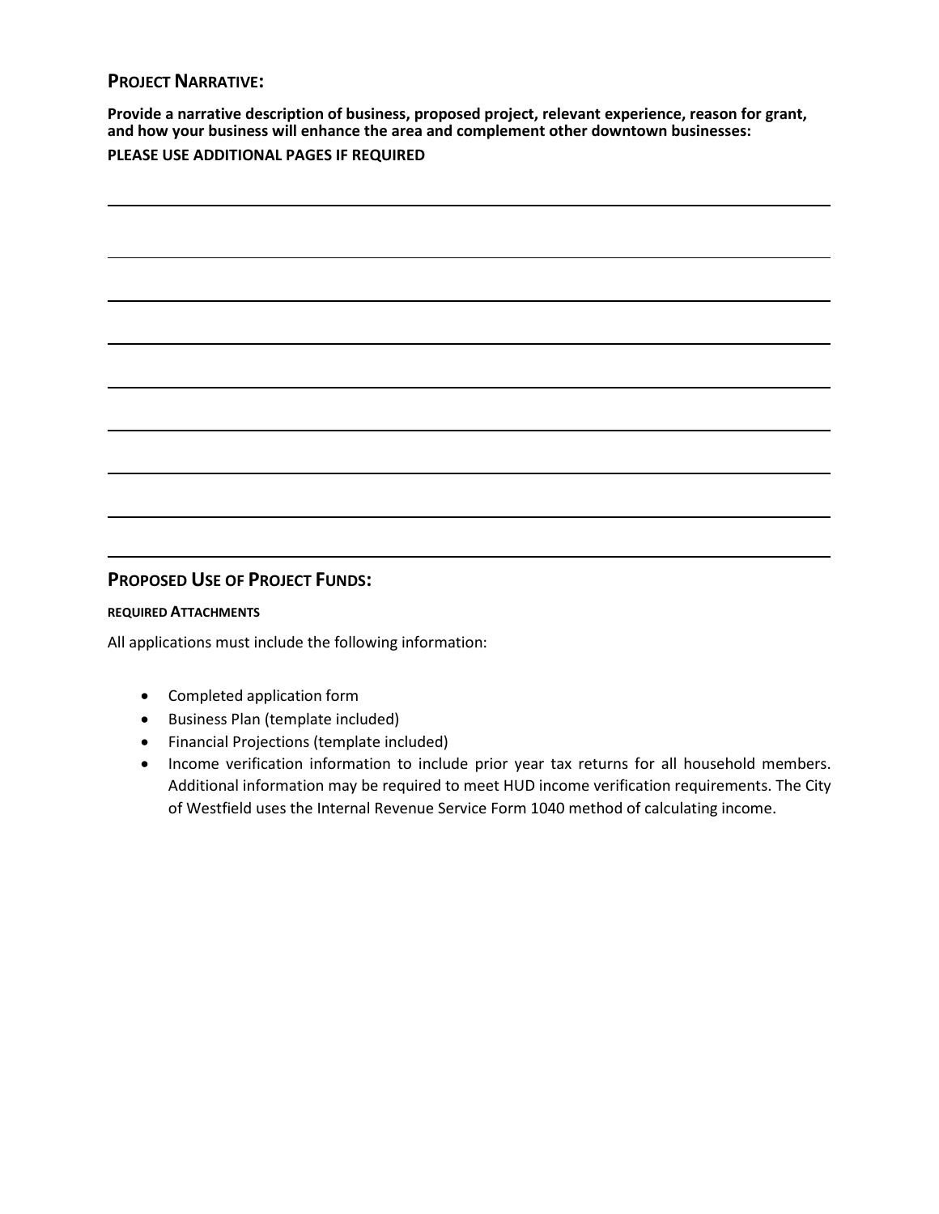## PROJECT NARRATIVE:

**Provide a narrative description of business, proposed project, relevant experience, reason for grant, and how your business will enhance the area and complement other downtown businesses:**

**PLEASE USE ADDITIONAL PAGES IF REQUIRED**

## PROPOSED USE OF PROJECT FUNDS:

#### REQUIRED ATTACHMENTS

All applications must include the following information:

- Completed application form
- Business Plan (template included)
- Financial Projections (template included)
- Income verification information to include prior year tax returns for all household members. Additional information may be required to meet HUD income verification requirements. The City of Westfield uses the Internal Revenue Service Form 1040 method of calculating income.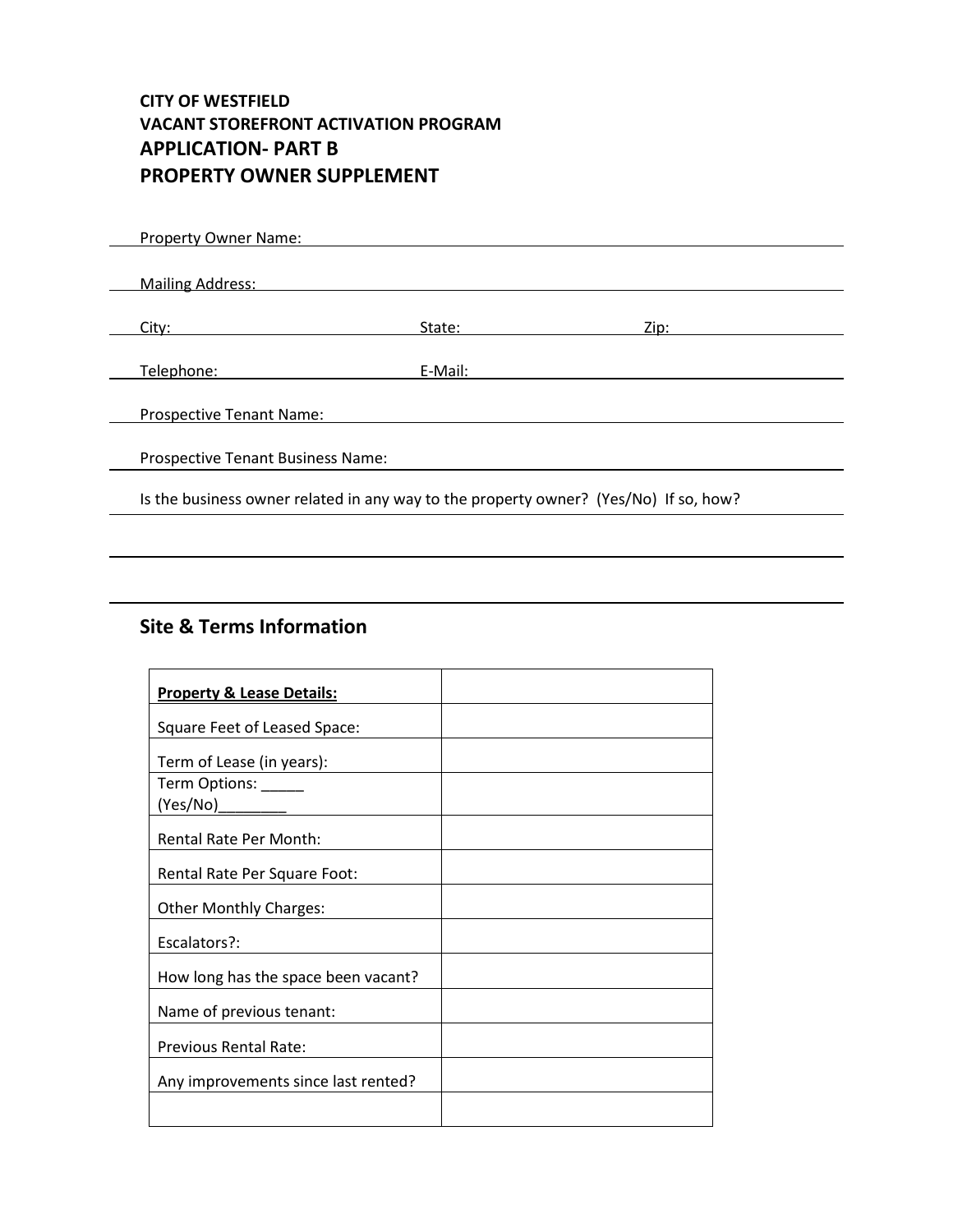**CITY OF WESTFIELD**
**VACANT STOREFRONT ACTIVATION PROGRAM**

# APPLICATION- PART B
# PROPERTY OWNER SUPPLEMENT

Property Owner Name: ______________________________

Mailing Address: ______________________________

City: ______________ State: ______________ Zip: ______________

Telephone: ______________ E-Mail: ______________

Prospective Tenant Name: ______________________________

Prospective Tenant Business Name: ______________________________

Is the business owner related in any way to the property owner? (Yes/No) If so, how?

______________________________

______________________________

## Site & Terms Information

| **Property & Lease Details:** | |
|---|---|
| Square Feet of Leased Space: | |
| Term of Lease (in years): | |
| Term Options: _____ (Yes/No)________ | |
| Rental Rate Per Month: | |
| Rental Rate Per Square Foot: | |
| Other Monthly Charges: | |
| Escalators?: | |
| How long has the space been vacant? | |
| Name of previous tenant: | |
| Previous Rental Rate: | |
| Any improvements since last rented? | |
| | |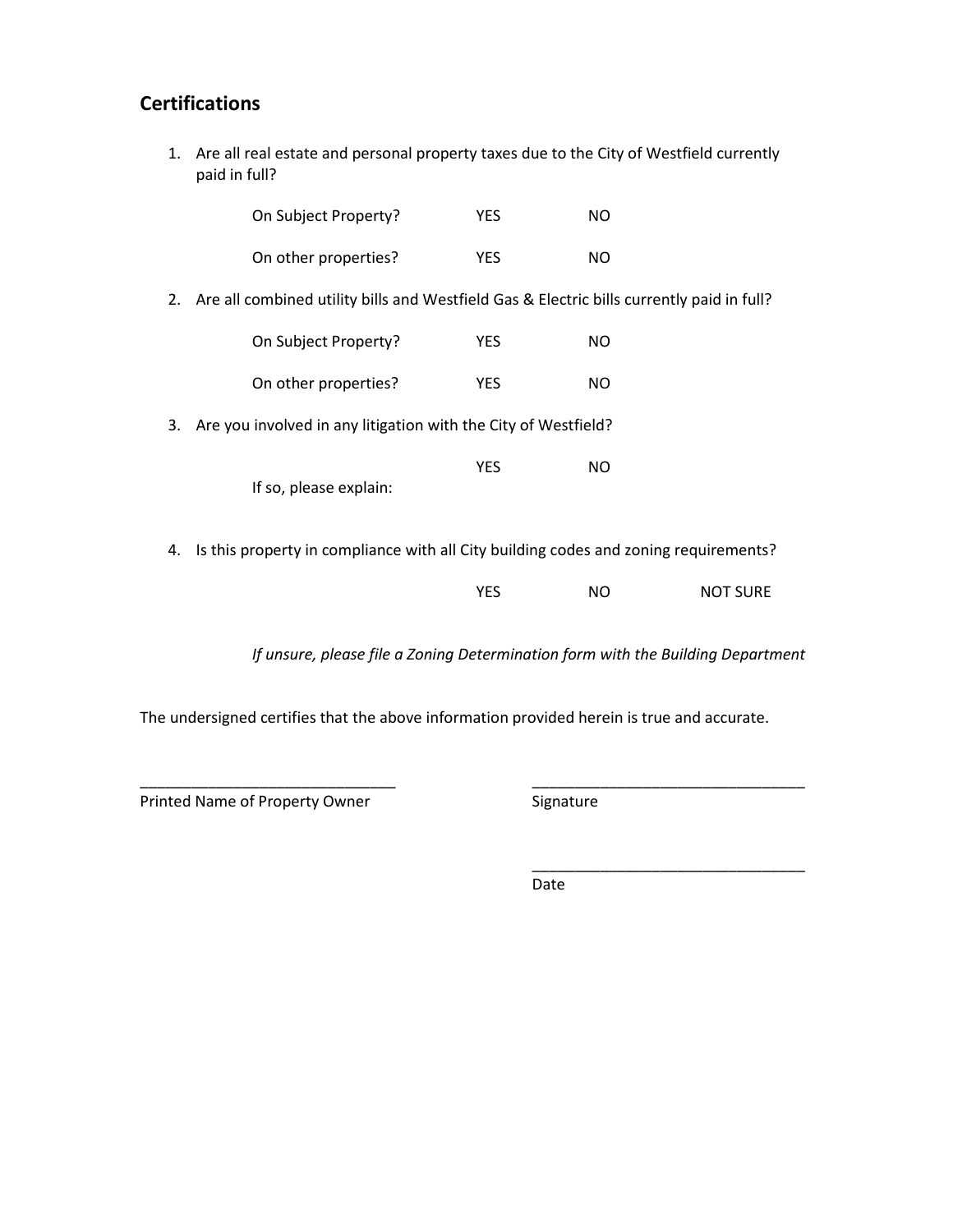## Certifications

1. Are all real estate and personal property taxes due to the City of Westfield currently paid in full?

   On Subject Property? YES NO

   On other properties? YES NO

2. Are all combined utility bills and Westfield Gas & Electric bills currently paid in full?

   On Subject Property? YES NO

   On other properties? YES NO

3. Are you involved in any litigation with the City of Westfield?

   YES NO

   If so, please explain:

4. Is this property in compliance with all City building codes and zoning requirements?

   YES NO NOT SURE

   *If unsure, please file a Zoning Determination form with the Building Department*

The undersigned certifies that the above information provided herein is true and accurate.

______________________________
Printed Name of Property Owner

________________________________
Signature

________________________________
Date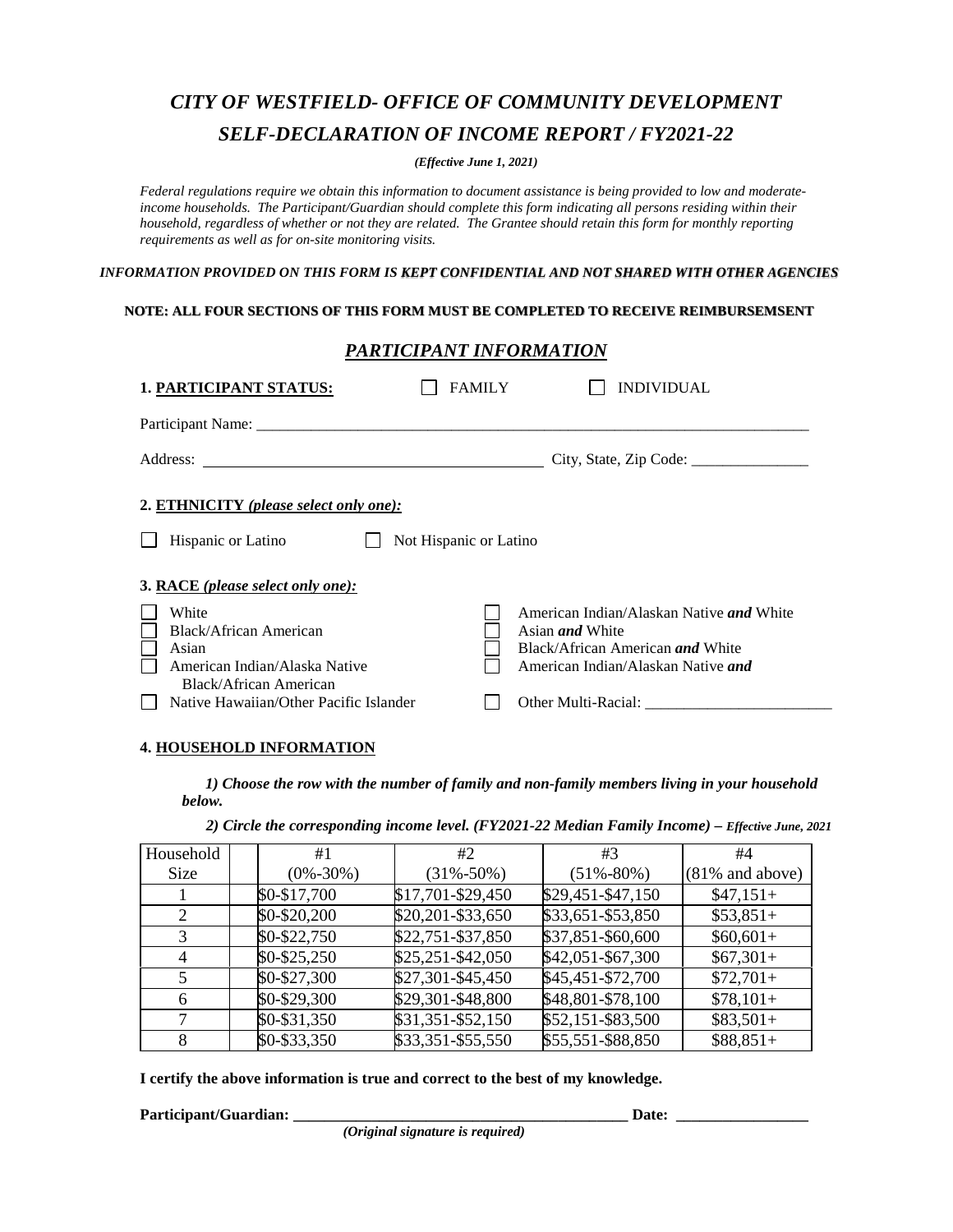# *CITY OF WESTFIELD- OFFICE OF COMMUNITY DEVELOPMENT*

## *SELF-DECLARATION OF INCOME REPORT / FY2021-22*

***(Effective June 1, 2021)***

*Federal regulations require we obtain this information to document assistance is being provided to low and moderate-income households. The Participant/Guardian should complete this form indicating all persons residing within their household, regardless of whether or not they are related. The Grantee should retain this form for monthly reporting requirements as well as for on-site monitoring visits.*

***INFORMATION PROVIDED ON THIS FORM IS KEPT CONFIDENTIAL AND NOT SHARED WITH OTHER AGENCIES***

**NOTE: ALL FOUR SECTIONS OF THIS FORM MUST BE COMPLETED TO RECEIVE REIMBURSEMSENT**

## *PARTICIPANT INFORMATION*

**1. PARTICIPANT STATUS:** ☐ FAMILY ☐ INDIVIDUAL

Participant Name: ___________________________________________________________________________

Address: ___________________________________________ City, State, Zip Code: _______________

**2. ETHNICITY *(please select only one)*:**

☐ Hispanic or Latino ☐ Not Hispanic or Latino

**3. RACE *(please select only one)*:**

☐ White
☐ Black/African American
☐ Asian
☐ American Indian/Alaska Native
☐ Native Hawaiian/Other Pacific Islander
☐ American Indian/Alaskan Native ***and*** White
☐ Asian ***and*** White
☐ Black/African American ***and*** White
☐ American Indian/Alaskan Native ***and*** Black/African American
☐ Other Multi-Racial: ________________________

**4. HOUSEHOLD INFORMATION**

***1) Choose the row with the number of family and non-family members living in your household below.***

***2) Circle the corresponding income level. (FY2021-22 Median Family Income) – Effective June, 2021***

| Household Size | #1 (0%-30%) | #2 (31%-50%) | #3 (51%-80%) | #4 (81% and above) |
|---|---|---|---|---|
| 1 | $0-$17,700 | $17,701-$29,450 | $29,451-$47,150 | $47,151+ |
| 2 | $0-$20,200 | $20,201-$33,650 | $33,651-$53,850 | $53,851+ |
| 3 | $0-$22,750 | $22,751-$37,850 | $37,851-$60,600 | $60,601+ |
| 4 | $0-$25,250 | $25,251-$42,050 | $42,051-$67,300 | $67,301+ |
| 5 | $0-$27,300 | $27,301-$45,450 | $45,451-$72,700 | $72,701+ |
| 6 | $0-$29,300 | $29,301-$48,800 | $48,801-$78,100 | $78,101+ |
| 7 | $0-$31,350 | $31,351-$52,150 | $52,151-$83,500 | $83,501+ |
| 8 | $0-$33,350 | $33,351-$55,550 | $55,551-$88,850 | $88,851+ |

**I certify the above information is true and correct to the best of my knowledge.**

**Participant/Guardian:** ___________________________________________ **Date:** _________________

***(Original signature is required)***